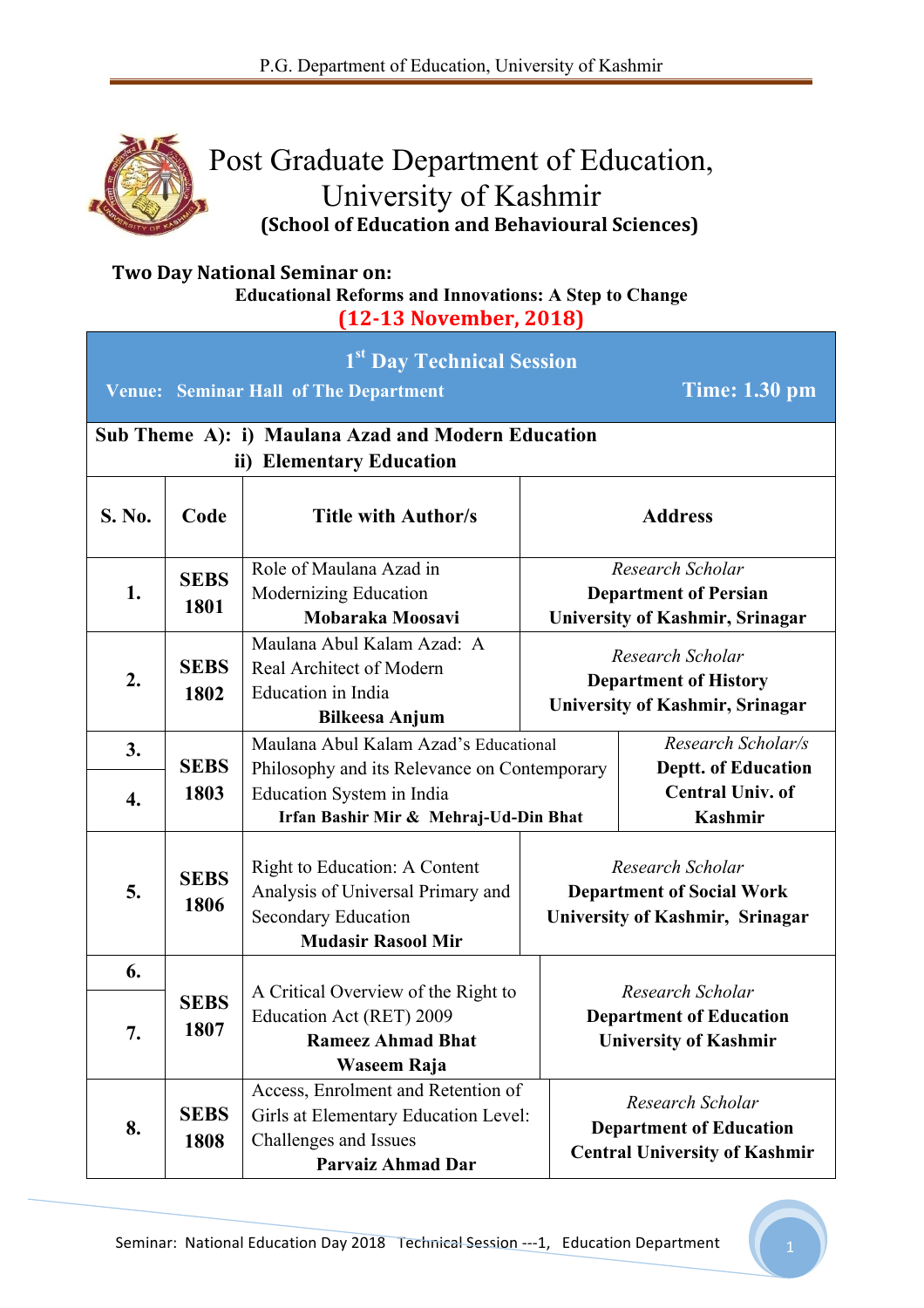# Post Graduate Department of Education, University of Kashmir

**(School of Education and Behavioural Sciences)**

**Two Day National Seminar on:**

**Educational Reforms and Innovations: A Step to Change**

**(12-13 November, 2018)**

## 1st Day Technical Session

**Venue: Seminar Hall of The Department** **Time: 1.30 pm**

**Sub Theme A): i) Maulana Azad and Modern Education**
**ii) Elementary Education**

| S. No. | Code | Title with Author/s | Address |
|---|---|---|---|
| 1. | SEBS 1801 | Role of Maulana Azad in Modernizing Education **Mobaraka Moosavi** | *Research Scholar* **Department of Persian University of Kashmir, Srinagar** |
| 2. | SEBS 1802 | Maulana Abul Kalam Azad: A Real Architect of Modern Education in India **Bilkeesa Anjum** | *Research Scholar* **Department of History University of Kashmir, Srinagar** |
| 3. 4. | SEBS 1803 | Maulana Abul Kalam Azad's Educational Philosophy and its Relevance on Contemporary Education System in India **Irfan Bashir Mir & Mehraj-Ud-Din Bhat** | *Research Scholar/s* **Deptt. of Education Central Univ. of Kashmir** |
| 5. | SEBS 1806 | Right to Education: A Content Analysis of Universal Primary and Secondary Education **Mudasir Rasool Mir** | *Research Scholar* **Department of Social Work University of Kashmir, Srinagar** |
| 6. 7. | SEBS 1807 | A Critical Overview of the Right to Education Act (RET) 2009 **Rameez Ahmad Bhat** **Waseem Raja** | *Research Scholar* **Department of Education University of Kashmir** |
| 8. | SEBS 1808 | Access, Enrolment and Retention of Girls at Elementary Education Level: Challenges and Issues **Parvaiz Ahmad Dar** | *Research Scholar* **Department of Education Central University of Kashmir** |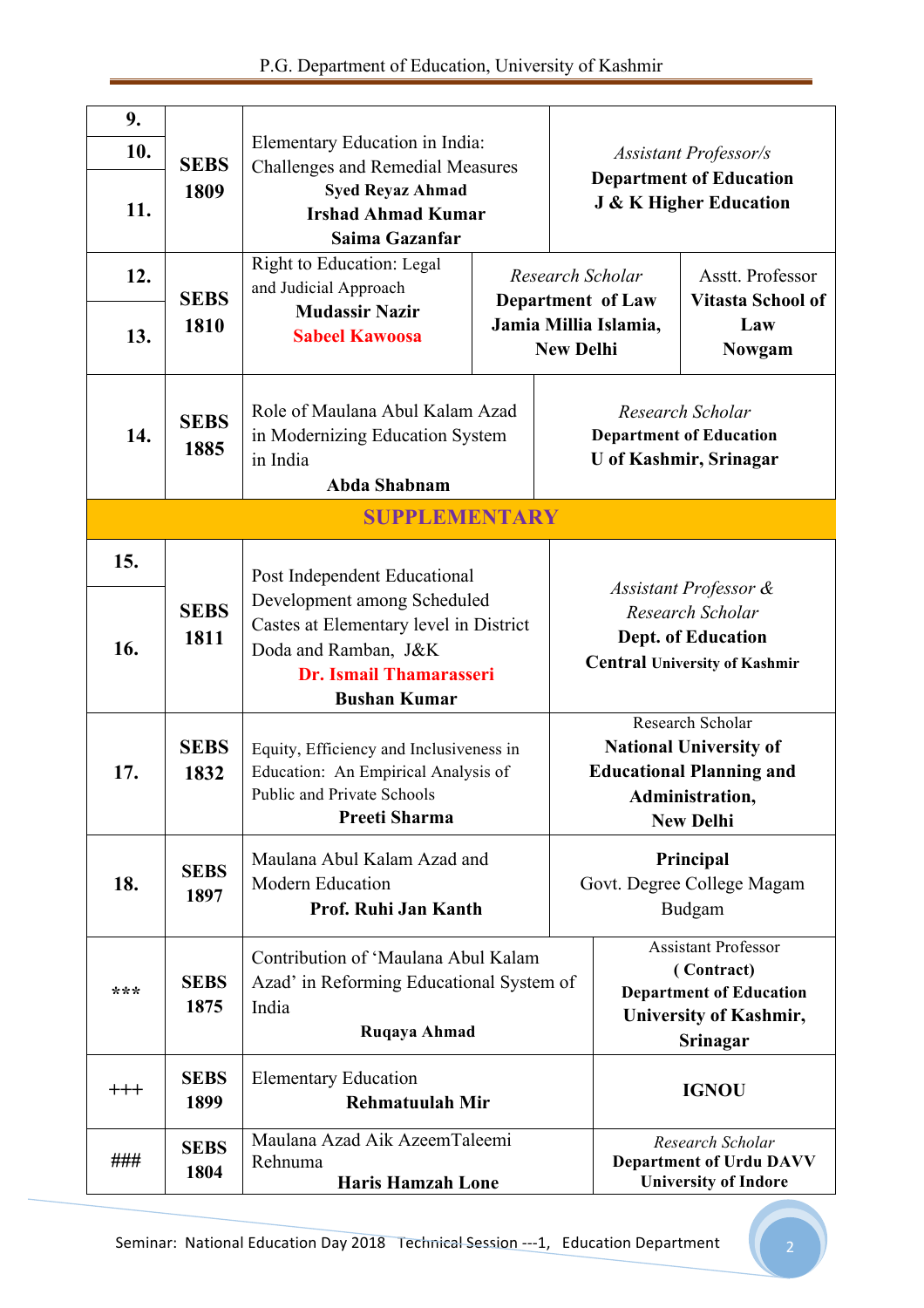| | | | |
|---|---|---|---|
| 9. 10. 11. | SEBS 1809 | Elementary Education in India: Challenges and Remedial Measures **Syed Reyaz Ahmad** **Irshad Ahmad Kumar** **Saima Gazanfar** | *Assistant Professor/s* **Department of Education** **J & K Higher Education** |
| 12. 13. | SEBS 1810 | Right to Education: Legal and Judicial Approach **Mudassir Nazir** **Sabeel Kawoosa** | *Research Scholar* **Department of Law Jamia Millia Islamia, New Delhi** / Asstt. Professor **Vitasta School of Law Nowgam** |
| 14. | SEBS 1885 | Role of Maulana Abul Kalam Azad in Modernizing Education System in India **Abda Shabnam** | *Research Scholar* **Department of Education U of Kashmir, Srinagar** |
| **SUPPLEMENTARY** | | | |
| 15. 16. | SEBS 1811 | Post Independent Educational Development among Scheduled Castes at Elementary level in District Doda and Ramban, J&K **Dr. Ismail Thamarasseri** **Bushan Kumar** | *Assistant Professor & Research Scholar* **Dept. of Education** **Central University of Kashmir** |
| 17. | SEBS 1832 | Equity, Efficiency and Inclusiveness in Education: An Empirical Analysis of Public and Private Schools **Preeti Sharma** | Research Scholar **National University of Educational Planning and Administration, New Delhi** |
| 18. | SEBS 1897 | Maulana Abul Kalam Azad and Modern Education **Prof. Ruhi Jan Kanth** | **Principal** Govt. Degree College Magam Budgam |
| *** | SEBS 1875 | Contribution of 'Maulana Abul Kalam Azad' in Reforming Educational System of India **Ruqaya Ahmad** | Assistant Professor **( Contract)** **Department of Education University of Kashmir, Srinagar** |
| +++ | SEBS 1899 | Elementary Education **Rehmatuulah Mir** | **IGNOU** |
| ### | SEBS 1804 | Maulana Azad Aik AzeemTaleemi Rehnuma **Haris Hamzah Lone** | *Research Scholar* **Department of Urdu DAVV University of Indore** |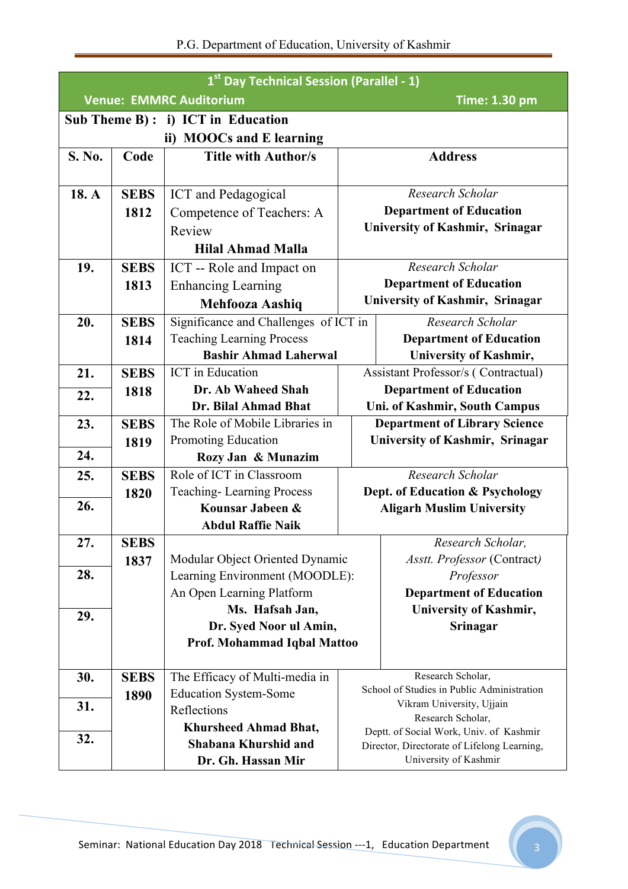## 1st Day Technical Session (Parallel - 1)

**Venue: EMMRC Auditorium** **Time: 1.30 pm**

**Sub Theme B) : i) ICT in Education**
**ii) MOOCs and E learning**

| S. No. | Code | Title with Author/s | Address |
|---|---|---|---|
| 18. A | SEBS 1812 | ICT and Pedagogical Competence of Teachers: A Review **Hilal Ahmad Malla** | *Research Scholar* **Department of Education University of Kashmir, Srinagar** |
| 19. | SEBS 1813 | ICT -- Role and Impact on Enhancing Learning **Mehfooza Aashiq** | *Research Scholar* **Department of Education University of Kashmir, Srinagar** |
| 20. | SEBS 1814 | Significance and Challenges of ICT in Teaching Learning Process **Bashir Ahmad Laherwal** | *Research Scholar* **Department of Education University of Kashmir,** |
| 21. 22. | SEBS 1818 | ICT in Education **Dr. Ab Waheed Shah** **Dr. Bilal Ahmad Bhat** | Assistant Professor/s ( Contractual) **Department of Education Uni. of Kashmir, South Campus** |
| 23. 24. | SEBS 1819 | The Role of Mobile Libraries in Promoting Education **Rozy Jan & Munazim** | **Department of Library Science University of Kashmir, Srinagar** |
| 25. 26. | SEBS 1820 | Role of ICT in Classroom Teaching- Learning Process **Kounsar Jabeen & Abdul Raffie Naik** | *Research Scholar* **Dept. of Education & Psychology Aligarh Muslim University** |
| 27. 28. 29. | SEBS 1837 | Modular Object Oriented Dynamic Learning Environment (MOODLE): An Open Learning Platform **Ms. Hafsah Jan,** **Dr. Syed Noor ul Amin,** **Prof. Mohammad Iqbal Mattoo** | *Research Scholar,* *Asstt. Professor* (Contract) *Professor* **Department of Education University of Kashmir, Srinagar** |
| 30. 31. 32. | SEBS 1890 | The Efficacy of Multi-media in Education System-Some Reflections **Khursheed Ahmad Bhat,** **Shabana Khurshid and** **Dr. Gh. Hassan Mir** | Research Scholar, School of Studies in Public Administration Vikram University, Ujjain Research Scholar, Deptt. of Social Work, Univ. of Kashmir Director, Directorate of Lifelong Learning, University of Kashmir |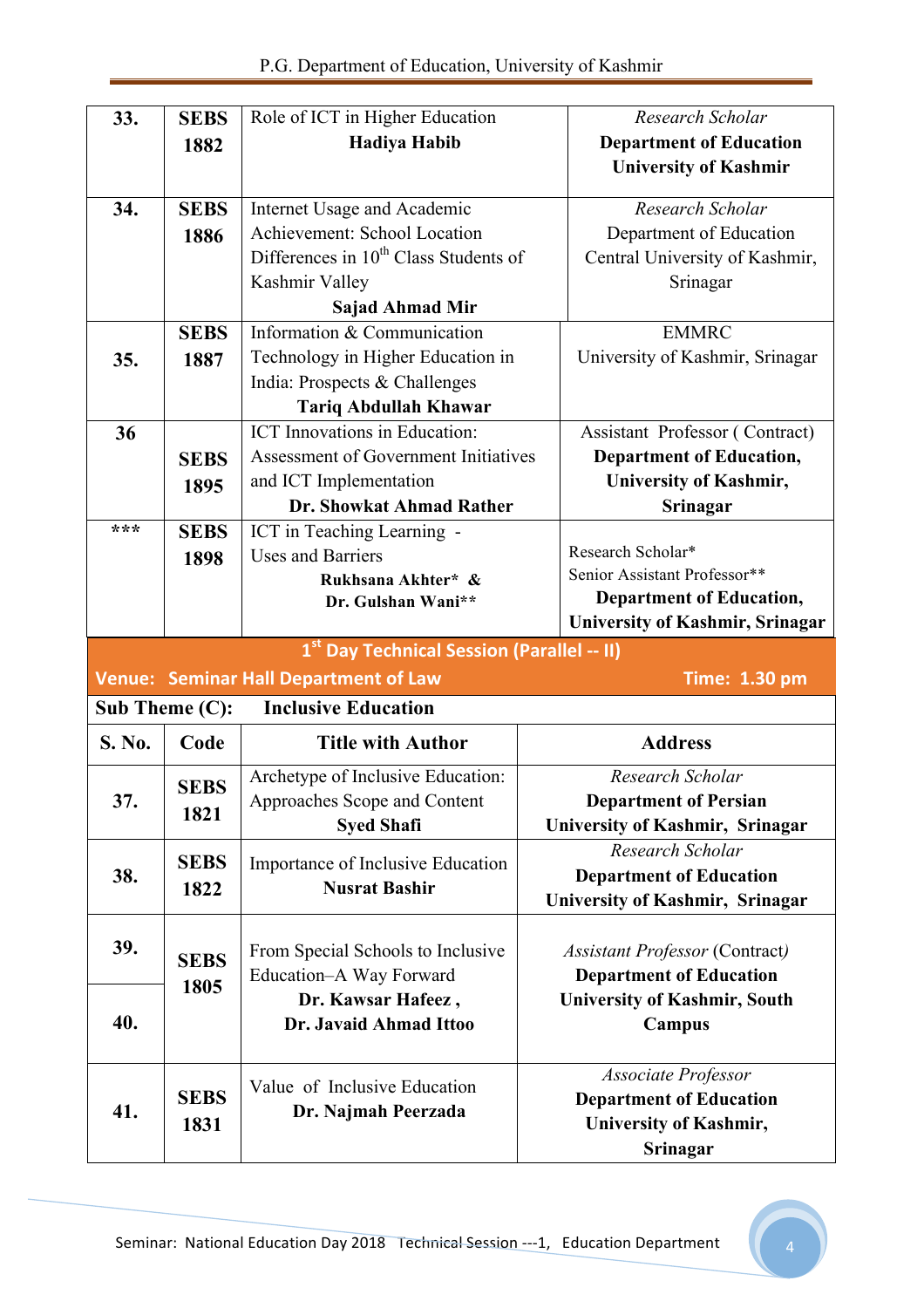| | | | |
|---|---|---|---|
| 33. | SEBS 1882 | Role of ICT in Higher Education **Hadiya Habib** | *Research Scholar* **Department of Education University of Kashmir** |
| 34. | SEBS 1886 | Internet Usage and Academic Achievement: School Location Differences in 10th Class Students of Kashmir Valley **Sajad Ahmad Mir** | *Research Scholar* Department of Education Central University of Kashmir, Srinagar |
| 35. | SEBS 1887 | Information & Communication Technology in Higher Education in India: Prospects & Challenges **Tariq Abdullah Khawar** | EMMRC University of Kashmir, Srinagar |
| 36 | SEBS 1895 | ICT Innovations in Education: Assessment of Government Initiatives and ICT Implementation **Dr. Showkat Ahmad Rather** | Assistant Professor ( Contract) **Department of Education, University of Kashmir, Srinagar** |
| *** | SEBS 1898 | ICT in Teaching Learning - Uses and Barriers **Rukhsana Akhter* & Dr. Gulshan Wani**** | Research Scholar* Senior Assistant Professor** **Department of Education, University of Kashmir, Srinagar** |

**1st Day Technical Session (Parallel -- II)**

**Venue: Seminar Hall Department of Law** **Time: 1.30 pm**

**Sub Theme (C): Inclusive Education**

| S. No. | Code | Title with Author | Address |
|---|---|---|---|
| 37. | SEBS 1821 | Archetype of Inclusive Education: Approaches Scope and Content **Syed Shafi** | *Research Scholar* **Department of Persian University of Kashmir, Srinagar** |
| 38. | SEBS 1822 | Importance of Inclusive Education **Nusrat Bashir** | *Research Scholar* **Department of Education University of Kashmir, Srinagar** |
| 39. 40. | SEBS 1805 | From Special Schools to Inclusive Education–A Way Forward **Dr. Kawsar Hafeez , Dr. Javaid Ahmad Ittoo** | *Assistant Professor* (Contract) **Department of Education University of Kashmir, South Campus** |
| 41. | SEBS 1831 | Value of Inclusive Education **Dr. Najmah Peerzada** | *Associate Professor* **Department of Education University of Kashmir, Srinagar** |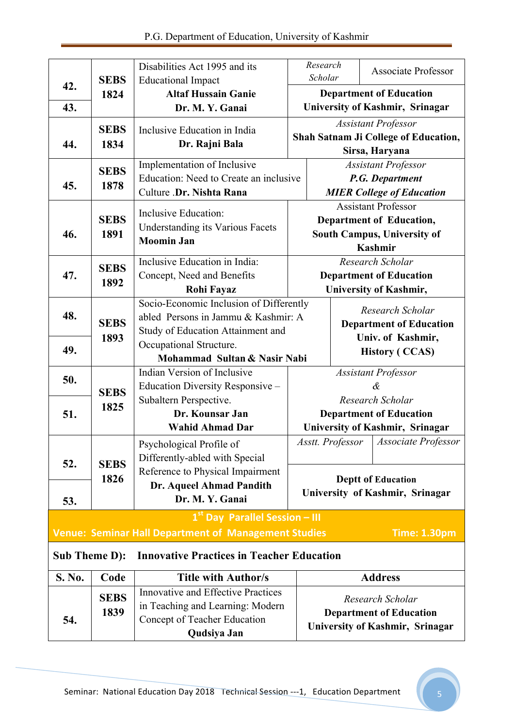| | | | |
|---|---|---|---|
| 42. | SEBS 1824 | Disabilities Act 1995 and its Educational Impact **Altaf Hussain Ganie** | *Research Scholar* |
| 43. | | **Dr. M. Y. Ganai** | Associate Professor **Department of Education University of Kashmir, Srinagar** |
| 44. | SEBS 1834 | Inclusive Education in India **Dr. Rajni Bala** | *Assistant Professor* **Shah Satnam Ji College of Education, Sirsa, Haryana** |
| 45. | SEBS 1878 | Implementation of Inclusive Education: Need to Create an inclusive Culture .**Dr. Nishta Rana** | *Assistant Professor* ***P.G. Department MIER College of Education*** |
| 46. | SEBS 1891 | Inclusive Education: Understanding its Various Facets **Moomin Jan** | Assistant Professor **Department of Education, South Campus, University of Kashmir** |
| 47. | SEBS 1892 | Inclusive Education in India: Concept, Need and Benefits **Rohi Fayaz** | *Research Scholar* **Department of Education University of Kashmir,** |
| 48. | SEBS 1893 | Socio-Economic Inclusion of Differently abled Persons in Jammu & Kashmir: A Study of Education Attainment and Occupational Structure. **Mohammad Sultan & Nasir Nabi** | *Research Scholar* **Department of Education Univ. of Kashmir,** |
| 49. | | | **History ( CCAS)** |
| 50. | SEBS 1825 | Indian Version of Inclusive Education Diversity Responsive – Subaltern Perspective. **Dr. Kounsar Jan** | *Assistant Professor* |
| 51. | | **Wahid Ahmad Dar** | *&* *Research Scholar* **Department of Education University of Kashmir, Srinagar** |
| 52. | SEBS 1826 | Psychological Profile of Differently-abled with Special Reference to Physical Impairment **Dr. Aqueel Ahmad Pandith** | *Asstt. Professor* |
| 53. | | **Dr. M. Y. Ganai** | *Associate Professor* **Deptt of Education University of Kashmir, Srinagar** |

**1st Day Parallel Session – III**

**Venue: Seminar Hall Department of Management Studies Time: 1.30pm**

**Sub Theme D): Innovative Practices in Teacher Education**

| S. No. | Code | Title with Author/s | Address |
|---|---|---|---|
| 54. | SEBS 1839 | Innovative and Effective Practices in Teaching and Learning: Modern Concept of Teacher Education **Qudsiya Jan** | *Research Scholar* **Department of Education University of Kashmir, Srinagar** |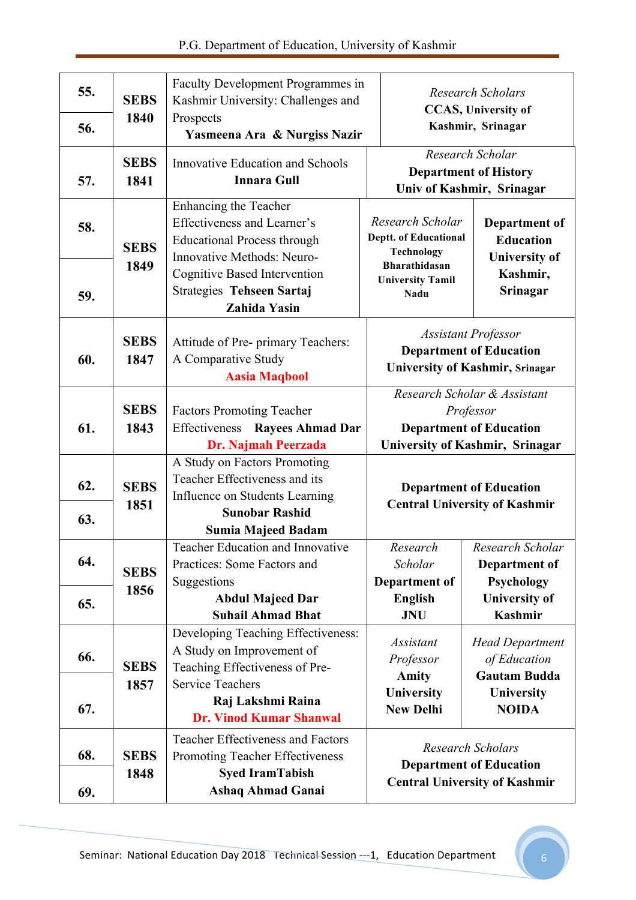| | | | | |
|---|---|---|---|---|
| 55. | SEBS 1840 | Faculty Development Programmes in Kashmir University: Challenges and Prospects **Yasmeena Ara & Nurgiss Nazir** | *Research Scholars* **CCAS, University of Kashmir, Srinagar** | |
| 56. | | | | |
| 57. | SEBS 1841 | Innovative Education and Schools **Innara Gull** | *Research Scholar* **Department of History Univ of Kashmir, Srinagar** | |
| 58. | SEBS 1849 | Enhancing the Teacher Effectiveness and Learner's Educational Process through Innovative Methods: Neuro-Cognitive Based Intervention Strategies **Tehseen Sartaj Zahida Yasin** | *Research Scholar* **Deptt. of Educational Technology Bharathidasan University Tamil Nadu** | **Department of Education University of Kashmir, Srinagar** |
| 59. | | | | |
| 60. | SEBS 1847 | Attitude of Pre- primary Teachers: A Comparative Study **Aasia Maqbool** | *Assistant Professor* **Department of Education University of Kashmir, Srinagar** | |
| 61. | SEBS 1843 | Factors Promoting Teacher Effectiveness **Rayees Ahmad Dar Dr. Najmah Peerzada** | *Research Scholar & Assistant Professor* **Department of Education University of Kashmir, Srinagar** | |
| 62. | SEBS 1851 | A Study on Factors Promoting Teacher Effectiveness and its Influence on Students Learning **Sunobar Rashid Sumia Majeed Badam** | **Department of Education Central University of Kashmir** | |
| 63. | | | | |
| 64. | SEBS 1856 | Teacher Education and Innovative Practices: Some Factors and Suggestions **Abdul Majeed Dar Suhail Ahmad Bhat** | *Research Scholar* **Department of English JNU** | *Research Scholar* **Department of Psychology University of Kashmir** |
| 65. | | | | |
| 66. | SEBS 1857 | Developing Teaching Effectiveness: A Study on Improvement of Teaching Effectiveness of Pre-Service Teachers **Raj Lakshmi Raina Dr. Vinod Kumar Shanwal** | *Assistant Professor* **Amity University New Delhi** | *Head Department of Education* **Gautam Budda University NOIDA** |
| 67. | | | | |
| 68. | SEBS 1848 | Teacher Effectiveness and Factors Promoting Teacher Effectiveness **Syed IramTabish Ashaq Ahmad Ganai** | *Research Scholars* **Department of Education Central University of Kashmir** | |
| 69. | | | | |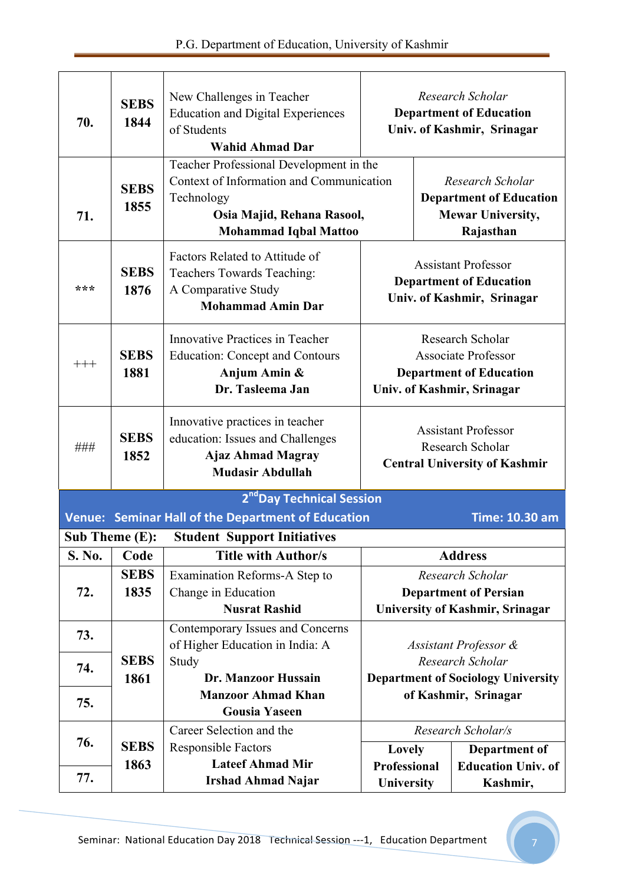| | | | |
|---|---|---|---|
| 70. | SEBS 1844 | New Challenges in Teacher Education and Digital Experiences of Students **Wahid Ahmad Dar** | *Research Scholar* **Department of Education Univ. of Kashmir, Srinagar** |
| 71. | SEBS 1855 | Teacher Professional Development in the Context of Information and Communication Technology **Osia Majid, Rehana Rasool, Mohammad Iqbal Mattoo** | *Research Scholar* **Department of Education Mewar University, Rajasthan** |
| *** | SEBS 1876 | Factors Related to Attitude of Teachers Towards Teaching: A Comparative Study **Mohammad Amin Dar** | Assistant Professor **Department of Education Univ. of Kashmir, Srinagar** |
| +++ | SEBS 1881 | Innovative Practices in Teacher Education: Concept and Contours **Anjum Amin & Dr. Tasleema Jan** | Research Scholar Associate Professor **Department of Education Univ. of Kashmir, Srinagar** |
| ### | SEBS 1852 | Innovative practices in teacher education: Issues and Challenges **Ajaz Ahmad Magray Mudasir Abdullah** | Assistant Professor Research Scholar **Central University of Kashmir** |

**2[nd] Day Technical Session**

**Venue: Seminar Hall of the Department of Education** — **Time: 10.30 am**

**Sub Theme (E): Student Support Initiatives**

| S. No. | Code | Title with Author/s | Address |
|---|---|---|---|
| 72. | SEBS 1835 | Examination Reforms-A Step to Change in Education **Nusrat Rashid** | *Research Scholar* **Department of Persian University of Kashmir, Srinagar** |
| 73. 74. 75. | SEBS 1861 | Contemporary Issues and Concerns of Higher Education in India: A Study **Dr. Manzoor Hussain Manzoor Ahmad Khan Gousia Yaseen** | *Assistant Professor & Research Scholar* **Department of Sociology University of Kashmir, Srinagar** |
| 76. 77. | SEBS 1863 | Career Selection and the Responsible Factors **Lateef Ahmad Mir Irshad Ahmad Najar** | *Research Scholar/s* **Lovely Professional University** / **Department of Education Univ. of Kashmir,** |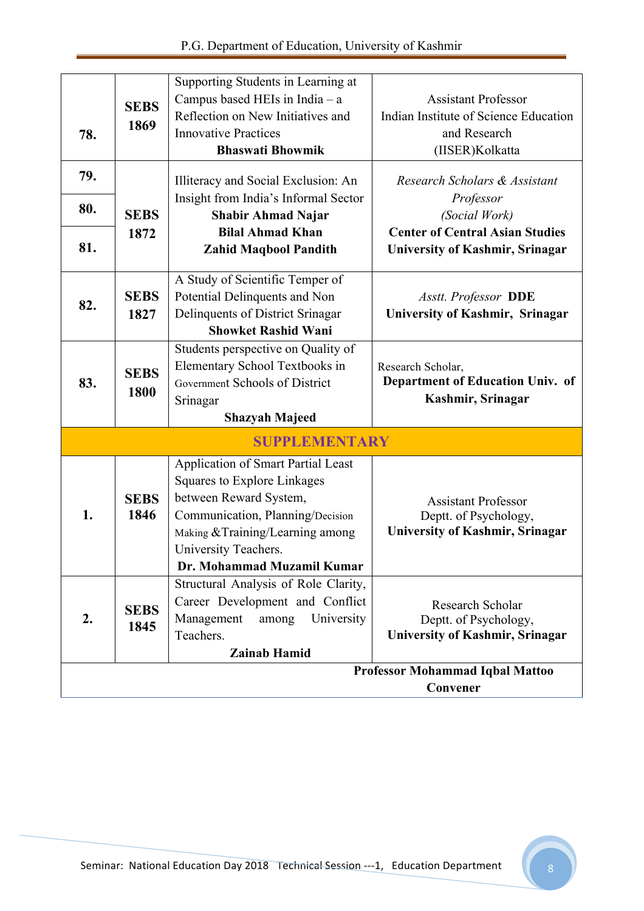| | | | |
|---|---|---|---|
| **78.** | **SEBS 1869** | Supporting Students in Learning at Campus based HEIs in India – a Reflection on New Initiatives and Innovative Practices **Bhaswati Bhowmik** | Assistant Professor Indian Institute of Science Education and Research (IISER)Kolkatta |
| **79.** | **SEBS 1872** | Illiteracy and Social Exclusion: An Insight from India's Informal Sector **Shabir Ahmad Najar** **Bilal Ahmad Khan** **Zahid Maqbool Pandith** | *Research Scholars & Assistant Professor (Social Work)* **Center of Central Asian Studies University of Kashmir, Srinagar** |
| **80.** | | | |
| **81.** | | | |
| **82.** | **SEBS 1827** | A Study of Scientific Temper of Potential Delinquents and Non Delinquents of District Srinagar **Showket Rashid Wani** | *Asstt. Professor* **DDE University of Kashmir, Srinagar** |
| **83.** | **SEBS 1800** | Students perspective on Quality of Elementary School Textbooks in Government Schools of District Srinagar **Shazyah Majeed** | Research Scholar, **Department of Education Univ. of Kashmir, Srinagar** |
| | | **SUPPLEMENTARY** | |
| **1.** | **SEBS 1846** | Application of Smart Partial Least Squares to Explore Linkages between Reward System, Communication, Planning/Decision Making &Training/Learning among University Teachers. **Dr. Mohammad Muzamil Kumar** | Assistant Professor Deptt. of Psychology, **University of Kashmir, Srinagar** |
| **2.** | **SEBS 1845** | Structural Analysis of Role Clarity, Career Development and Conflict Management among University Teachers. **Zainab Hamid** | Research Scholar Deptt. of Psychology, **University of Kashmir, Srinagar** |
| | | | **Professor Mohammad Iqbal Mattoo Convener** |